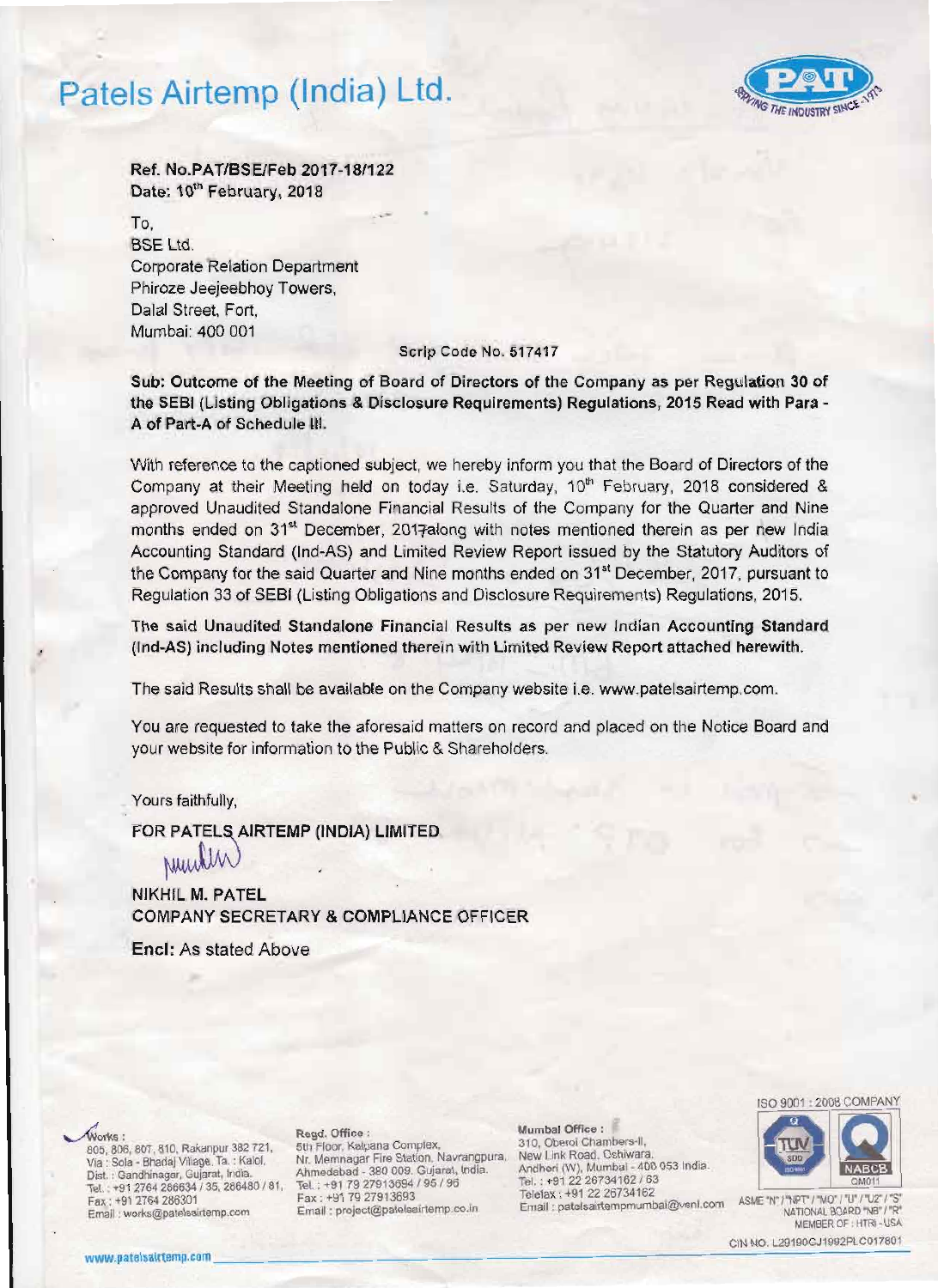# Patels Airtemp (India) Ltd.

**Ref. No.PAT/BSE/Feb 2017-18/122**
**Date: 10th February, 2018**

To,
BSE Ltd.
Corporate Relation Department
Phiroze Jeejeebhoy Towers,
Dalal Street, Fort,
Mumbai: 400 001

**Scrip Code No. 517417**

**Sub: Outcome of the Meeting of Board of Directors of the Company as per Regulation 30 of the SEBI (Listing Obligations & Disclosure Requirements) Regulations, 2015 Read with Para - A of Part-A of Schedule III.**

With reference to the captioned subject, we hereby inform you that the Board of Directors of the Company at their Meeting held on today i.e. Saturday, 10th February, 2018 considered & approved Unaudited Standalone Financial Results of the Company for the Quarter and Nine months ended on 31st December, 2017along with notes mentioned therein as per new India Accounting Standard (Ind-AS) and Limited Review Report issued by the Statutory Auditors of the Company for the said Quarter and Nine months ended on 31st December, 2017, pursuant to Regulation 33 of SEBI (Listing Obligations and Disclosure Requirements) Regulations, 2015.

**The said Unaudited Standalone Financial Results as per new Indian Accounting Standard (Ind-AS) including Notes mentioned therein with Limited Review Report attached herewith.**

The said Results shall be available on the Company website i.e. www.patelsairtemp.com.

You are requested to take the aforesaid matters on record and placed on the Notice Board and your website for information to the Public & Shareholders.

Yours faithfully,

**FOR PATELS AIRTEMP (INDIA) LIMITED**

**NIKHIL M. PATEL**
**COMPANY SECRETARY & COMPLIANCE OFFICER**

**Encl:** As stated Above

**Works :**
805, 806, 807, 810, Rakanpur 382 721,
Via : Sola - Bhadaj Village, Ta. : Kalol,
Dist. : Gandhinagar, Gujarat, India.
Tel. : +91 2764 286634 / 35, 286480 / 81,
Fax : +91 2764 286301
Email : works@patelsairtemp.com

**Regd. Office :**
5th Floor, Kalpana Complex,
Nr. Memnagar Fire Station, Navrangpura,
Ahmedabad - 380 009. Gujarat, India.
Tel. : +91 79 27913694 / 95 / 96
Fax : +91 79 27913693
Email : project@patelsairtemp.co.in

**Mumbai Office :**
310, Oberoi Chambers-II,
New Link Road, Oshiwara,
Andheri (W), Mumbai - 400 053 India.
Tel. : +91 22 26734162 / 63
Telefax : +91 22 26734162
Email : patelsairtempmumbai@vsnl.com

ISO 9001 : 2008 COMPANY

ASME "N" / "NPT" / "MO" / "U" / "U2" / "S"
NATIONAL BOARD "NB" / "R"
MEMBER OF : HTRI - USA

CIN NO. L29190GJ1992PLC017801

www.patelsairtemp.com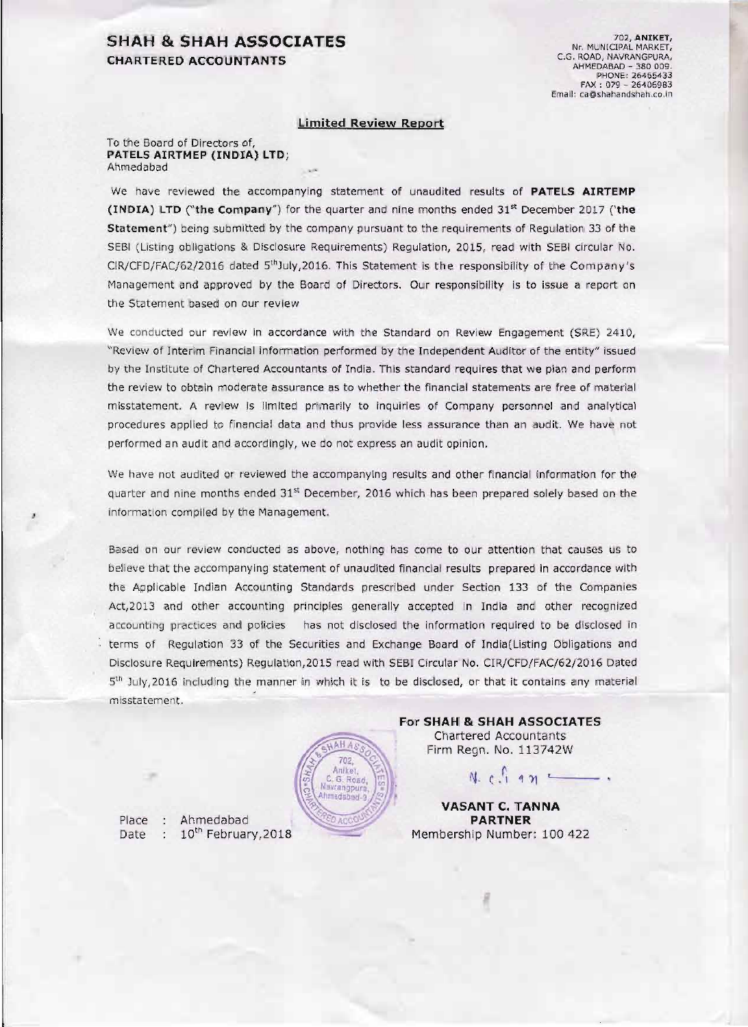# SHAH & SHAH ASSOCIATES

**CHARTERED ACCOUNTANTS**

702, **ANIKET**,
Nr. MUNICIPAL MARKET,
C.G. ROAD, NAVRANGPURA,
AHMEDABAD – 380 009.
PHONE: 26465433
FAX : 079 – 26406983
Email: ca@shahandshah.co.in

## Limited Review Report

To the Board of Directors of,
**PATELS AIRTMEP (INDIA) LTD**;
Ahmedabad

We have reviewed the accompanying statement of unaudited results of **PATELS AIRTEMP (INDIA) LTD ("the Company")** for the quarter and nine months ended 31st December 2017 (**'the Statement'**) being submitted by the company pursuant to the requirements of Regulation 33 of the SEBI (Listing obligations & Disclosure Requirements) Regulation, 2015, read with SEBI circular No. CIR/CFD/FAC/62/2016 dated 5thJuly,2016. This Statement is the responsibility of the Company's Management and approved by the Board of Directors. Our responsibility is to issue a report on the Statement based on our review

We conducted our review in accordance with the Standard on Review Engagement (SRE) 2410, "Review of Interim Financial information performed by the Independent Auditor of the entity" issued by the Institute of Chartered Accountants of India. This standard requires that we plan and perform the review to obtain moderate assurance as to whether the financial statements are free of material misstatement. A review is limited primarily to inquiries of Company personnel and analytical procedures applied to financial data and thus provide less assurance than an audit. We have not performed an audit and accordingly, we do not express an audit opinion.

We have not audited or reviewed the accompanying results and other financial information for the quarter and nine months ended 31st December, 2016 which has been prepared solely based on the information compiled by the Management.

Based on our review conducted as above, nothing has come to our attention that causes us to believe that the accompanying statement of unaudited financial results prepared in accordance with the Applicable Indian Accounting Standards prescribed under Section 133 of the Companies Act,2013 and other accounting principles generally accepted in India and other recognized accounting practices and policies has not disclosed the information required to be disclosed in terms of Regulation 33 of the Securities and Exchange Board of India(Listing Obligations and Disclosure Requirements) Regulation,2015 read with SEBI Circular No. CIR/CFD/FAC/62/2016 Dated 5th July,2016 including the manner in which it is to be disclosed, or that it contains any material misstatement.

**For SHAH & SHAH ASSOCIATES**
Chartered Accountants
Firm Regn. No. 113742W

**VASANT C. TANNA**
**PARTNER**
Membership Number: 100 422

Place : Ahmedabad
Date : 10th February,2018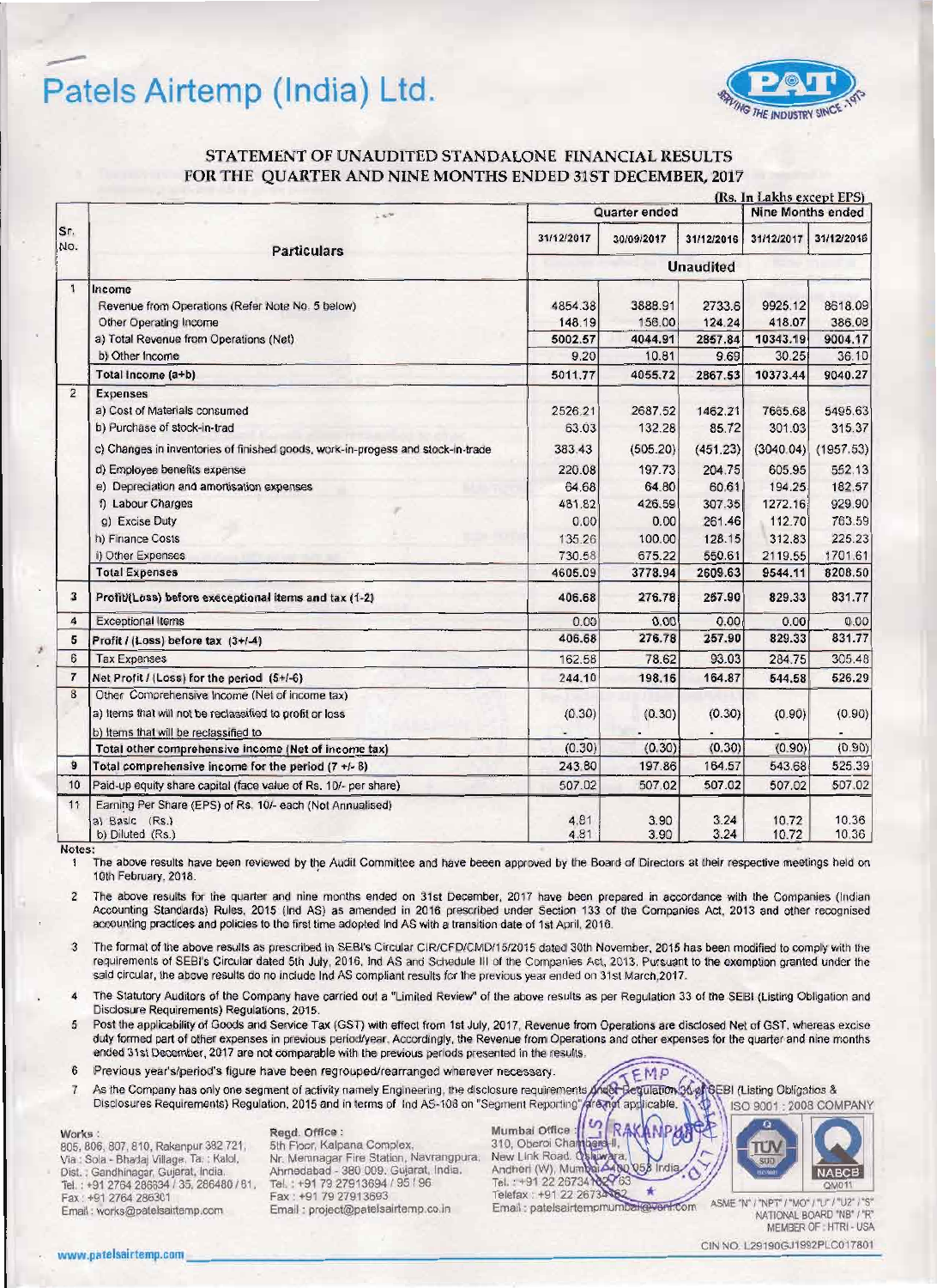# Patels Airtemp (India) Ltd.

## STATEMENT OF UNAUDITED STANDALONE FINANCIAL RESULTS FOR THE QUARTER AND NINE MONTHS ENDED 31ST DECEMBER, 2017

(Rs. In Lakhs except EPS)

| Sr. No. | Particulars | Quarter ended | | | Nine Months ended | |
|---|---|---|---|---|---|---|
| | | 31/12/2017 | 30/09/2017 | 31/12/2016 | 31/12/2017 | 31/12/2016 |
| | | Unaudited | | | | |
| 1 | **Income** | | | | | |
| | Revenue from Operations (Refer Note No. 5 below) | 4854.38 | 3888.91 | 2733.6 | 9925.12 | 8618.09 |
| | Other Operating Income | 148.19 | 156.00 | 124.24 | 418.07 | 386.08 |
| | a) Total Revenue from Operations (Net) | 5002.57 | 4044.91 | 2857.84 | 10343.19 | 9004.17 |
| | b) Other Income | 9.20 | 10.81 | 9.69 | 30.25 | 36.10 |
| | **Total Income (a+b)** | 5011.77 | 4055.72 | 2867.53 | 10373.44 | 9040.27 |
| 2 | **Expenses** | | | | | |
| | a) Cost of Materials consumed | 2526.21 | 2687.52 | 1462.21 | 7665.68 | 5495.63 |
| | b) Purchase of stock-in-trad | 63.03 | 132.28 | 85.72 | 301.03 | 315.37 |
| | c) Changes in inventories of finished goods, work-in-progess and stock-in-trade | 383.43 | (505.20) | (451.23) | (3040.04) | (1957.53) |
| | d) Employee benefits expense | 220.08 | 197.73 | 204.75 | 605.95 | 552.13 |
| | e) Depreciation and amortisation expenses | 64.68 | 64.80 | 60.61 | 194.25 | 182.57 |
| | f) Labour Charges | 481.82 | 426.59 | 307.35 | 1272.16 | 929.90 |
| | g) Excise Duty | 0.00 | 0.00 | 261.46 | 112.70 | 763.59 |
| | h) Finance Costs | 135.26 | 100.00 | 128.15 | 312.83 | 225.23 |
| | i) Other Expenses | 730.58 | 675.22 | 550.61 | 2119.55 | 1701.61 |
| | **Total Expenses** | 4605.09 | 3778.94 | 2609.63 | 9544.11 | 8208.50 |
| 3 | **Profit/(Loss) before execeptional items and tax (1-2)** | 406.68 | 276.78 | 257.90 | 829.33 | 831.77 |
| 4 | Exceptional Items | 0.00 | 0.00 | 0.00 | 0.00 | 0.00 |
| 5 | **Profit / (Loss) before tax (3+/-4)** | 406.68 | 276.78 | 257.90 | 829.33 | 831.77 |
| 6 | Tax Expenses | 162.58 | 78.62 | 93.03 | 284.75 | 305.48 |
| 7 | **Net Profit / (Loss) for the period (5+/-6)** | 244.10 | 198.16 | 164.87 | 544.58 | 526.29 |
| 8 | Other Comprehensive Income (Net of income tax) | | | | | |
| | a) Items that will not be reclassified to profit or loss | (0.30) | (0.30) | (0.30) | (0.90) | (0.90) |
| | b) Items that will be reclassified to | - | - | - | - | - |
| | **Total other comprehensive income (Net of income tax)** | (0.30) | (0.30) | (0.30) | (0.90) | (0.90) |
| 9 | **Total comprehensive income for the period (7 +/- 8)** | 243.80 | 197.86 | 164.57 | 543.68 | 525.39 |
| 10 | Paid-up equity share capital (face value of Rs. 10/- per share) | 507.02 | 507.02 | 507.02 | 507.02 | 507.02 |
| 11 | Earning Per Share (EPS) of Rs. 10/- each (Not Annualised) | | | | | |
| | a) Basic (Rs.) | 4.81 | 3.90 | 3.24 | 10.72 | 10.36 |
| | b) Diluted (Rs.) | 4.81 | 3.90 | 3.24 | 10.72 | 10.36 |

**Notes:**

1. The above results have been reviewed by the Audit Committee and have beeen approved by the Board of Directors at their respective meetings held on 10th February, 2018.
2. The above results for the quarter and nine months ended on 31st December, 2017 have been prepared in accordance with the Companies (Indian Accounting Standards) Rules, 2015 (Ind AS) as amended in 2016 prescribed under Section 133 of the Companies Act, 2013 and other recognised accounting practices and policies to the first time adopted Ind AS with a transition date of 1st April, 2016.
3. The format of the above results as prescribed in SEBI's Circular CIR/CFD/CMD/15/2015 dated 30th November, 2015 has been modified to comply with the requirements of SEBI's Circular dated 5th July, 2016, Ind AS and Schedule III of the Companies Act, 2013. Pursuant to the exemption granted under the said circular, the above results do no include Ind AS compliant results for the previous year ended on 31st March,2017.
4. The Statutory Auditors of the Company have carried out a "Limited Review" of the above results as per Regulation 33 of the SEBI (Listing Obligation and Disclosure Requirements) Regulations, 2015.
5. Post the applicability of Goods and Service Tax (GST) with effect from 1st July, 2017, Revenue from Operations are disclosed Net of GST, whereas excise duty formed part of other expenses in previous period/year. Accordingly, the Revenue from Operations and other expenses for the quarter and nine months ended 31st December, 2017 are not comparable with the previous periods presented in the results.
6. Previous year's/period's figure have been regrouped/rearranged wherever necessary.
7. As the Company has only one segment of activity namely Engineering, the disclosure requirements under Regulation 33 of SEBI (Listing Obligations & Disclosures Requirements) Regulation, 2015 and in terms of Ind AS-108 on "Segment Reporting" are not applicable.

ISO 9001 : 2008 COMPANY

**Works :**
805, 806, 807, 810, Rakanpur 382 721, Via : Sola - Bhadaj Village, Ta. : Kalol, Dist. : Gandhinagar, Gujarat, India.
Tel. : +91 2764 286634 / 35, 286480 / 81,
Fax : +91 2764 286301
Email : works@patelsairtemp.com

**Regd. Office :**
5th Floor, Kalpana Complex, Nr. Memnagar Fire Station, Navrangpura, Ahmedabad - 380 009. Gujarat, India.
Tel. : +91 79 27913694 / 95 / 96
Fax : +91 79 27913693
Email : project@patelsairtemp.co.in

**Mumbai Office :**
310, Oberoi Chambers-II, New Link Road, Oshiwara, Andheri (W), Mumbai - 400 053 India.
Tel. : +91 22 26734862 / 63
Telefax : +91 22 26734862
Email : patelsairtempmumbai@vsnl.com

ASME "N" / "NPT" / "MO" / "U" / "U2" / "S"
NATIONAL BOARD "NB" / "R"
MEMBER OF : HTRI - USA

CIN NO. L29190GJ1992PLC017801

www.patelsairtemp.com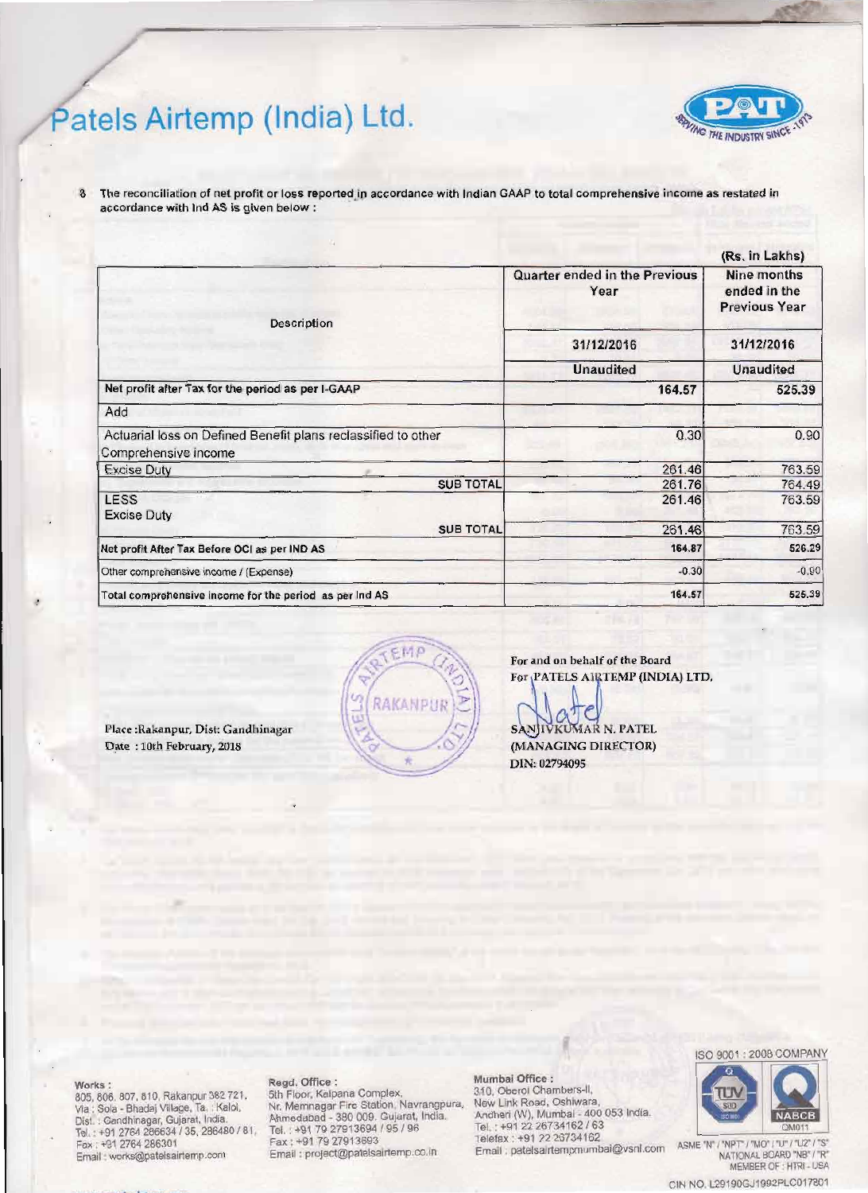# Patels Airtemp (India) Ltd.

8 The reconciliation of net profit or loss reported in accordance with Indian GAAP to total comprehensive income as restated in accordance with Ind AS is given below :

(Rs. in Lakhs)

| Description | Quarter ended in the Previous Year | Nine months ended in the Previous Year |
|---|---|---|
| | 31/12/2016 | 31/12/2016 |
| | Unaudited | Unaudited |
| Net profit after Tax for the period as per I-GAAP | 164.57 | 525.39 |
| Add | | |
| Actuarial loss on Defined Benefit plans reclassified to other Comprehensive income | 0.30 | 0.90 |
| Excise Duty | 261.46 | 763.59 |
| SUB TOTAL | 261.76 | 764.49 |
| LESS Excise Duty | 261.46 | 763.59 |
| SUB TOTAL | 261.46 | 763.59 |
| Net profit After Tax Before OCI as per IND AS | 164.87 | 526.29 |
| Other comprehensive income / (Expense) | -0.30 | -0.90 |
| Total comprehensive income for the period as per Ind AS | 164.57 | 525.39 |

Place :Rakanpur, Dist: Gandhinagar
Date : 10th February, 2018

For and on behalf of the Board
For PATELS AIRTEMP (INDIA) LTD.

SANJIVKUMAR N. PATEL
(MANAGING DIRECTOR)
DIN: 02794095

Works : 805, 806, 807, 810, Rakanpur 382 721, Via : Sola - Bhadaj Village, Ta. : Kalol, Dist. : Gandhinagar, Gujarat, India. Tel. : +91 2764 286634 / 35, 286480 / 81, Fax : +91 2764 286301 Email : works@patelsairtemp.com

Regd. Office : 5th Floor, Kalpana Complex, Nr. Memnagar Fire Station, Navrangpura, Ahmedabad - 380 009. Gujarat, India. Tel. : +91 79 27913694 / 95 / 96 Fax : +91 79 27913693 Email : project@patelsairtemp.co.in

Mumbai Office : 310, Oberoi Chambers-II, New Link Road, Oshiwara, Andheri (W), Mumbai - 400 053 India. Tel. : +91 22 26734162 / 63 Telefax : +91 22 26734162 Email : patelsairtempmumbai@vsnl.com

ISO 9001 : 2008 COMPANY

ASME "N" / "NPT" / "MO" / "U" / "U2" / "S" NATIONAL BOARD "NB" / "R" MEMBER OF : HTRI - USA

CIN NO. L29190GJ1992PLC017801